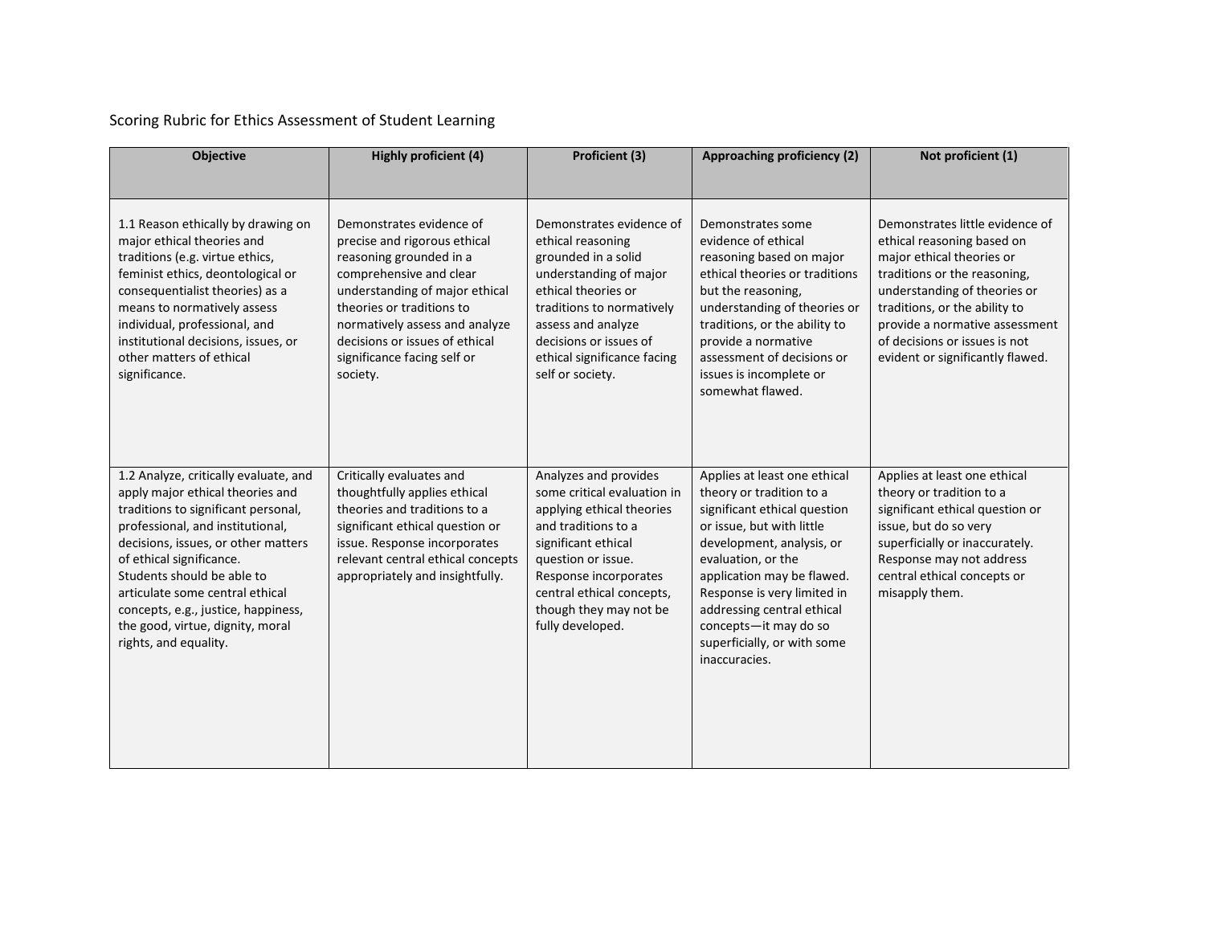Scoring Rubric for Ethics Assessment of Student Learning

| Objective | Highly proficient (4) | Proficient (3) | Approaching proficiency (2) | Not proficient (1) |
|---|---|---|---|---|
| 1.1 Reason ethically by drawing on major ethical theories and traditions (e.g. virtue ethics, feminist ethics, deontological or consequentialist theories) as a means to normatively assess individual, professional, and institutional decisions, issues, or other matters of ethical significance. | Demonstrates evidence of precise and rigorous ethical reasoning grounded in a comprehensive and clear understanding of major ethical theories or traditions to normatively assess and analyze decisions or issues of ethical significance facing self or society. | Demonstrates evidence of ethical reasoning grounded in a solid understanding of major ethical theories or traditions to normatively assess and analyze decisions or issues of ethical significance facing self or society. | Demonstrates some evidence of ethical reasoning based on major ethical theories or traditions but the reasoning, understanding of theories or traditions, or the ability to provide a normative assessment of decisions or issues is incomplete or somewhat flawed. | Demonstrates little evidence of ethical reasoning based on major ethical theories or traditions or the reasoning, understanding of theories or traditions, or the ability to provide a normative assessment of decisions or issues is not evident or significantly flawed. |
| 1.2 Analyze, critically evaluate, and apply major ethical theories and traditions to significant personal, professional, and institutional, decisions, issues, or other matters of ethical significance. Students should be able to articulate some central ethical concepts, e.g., justice, happiness, the good, virtue, dignity, moral rights, and equality. | Critically evaluates and thoughtfully applies ethical theories and traditions to a significant ethical question or issue. Response incorporates relevant central ethical concepts appropriately and insightfully. | Analyzes and provides some critical evaluation in applying ethical theories and traditions to a significant ethical question or issue. Response incorporates central ethical concepts, though they may not be fully developed. | Applies at least one ethical theory or tradition to a significant ethical question or issue, but with little development, analysis, or evaluation, or the application may be flawed. Response is very limited in addressing central ethical concepts—it may do so superficially, or with some inaccuracies. | Applies at least one ethical theory or tradition to a significant ethical question or issue, but do so very superficially or inaccurately. Response may not address central ethical concepts or misapply them. |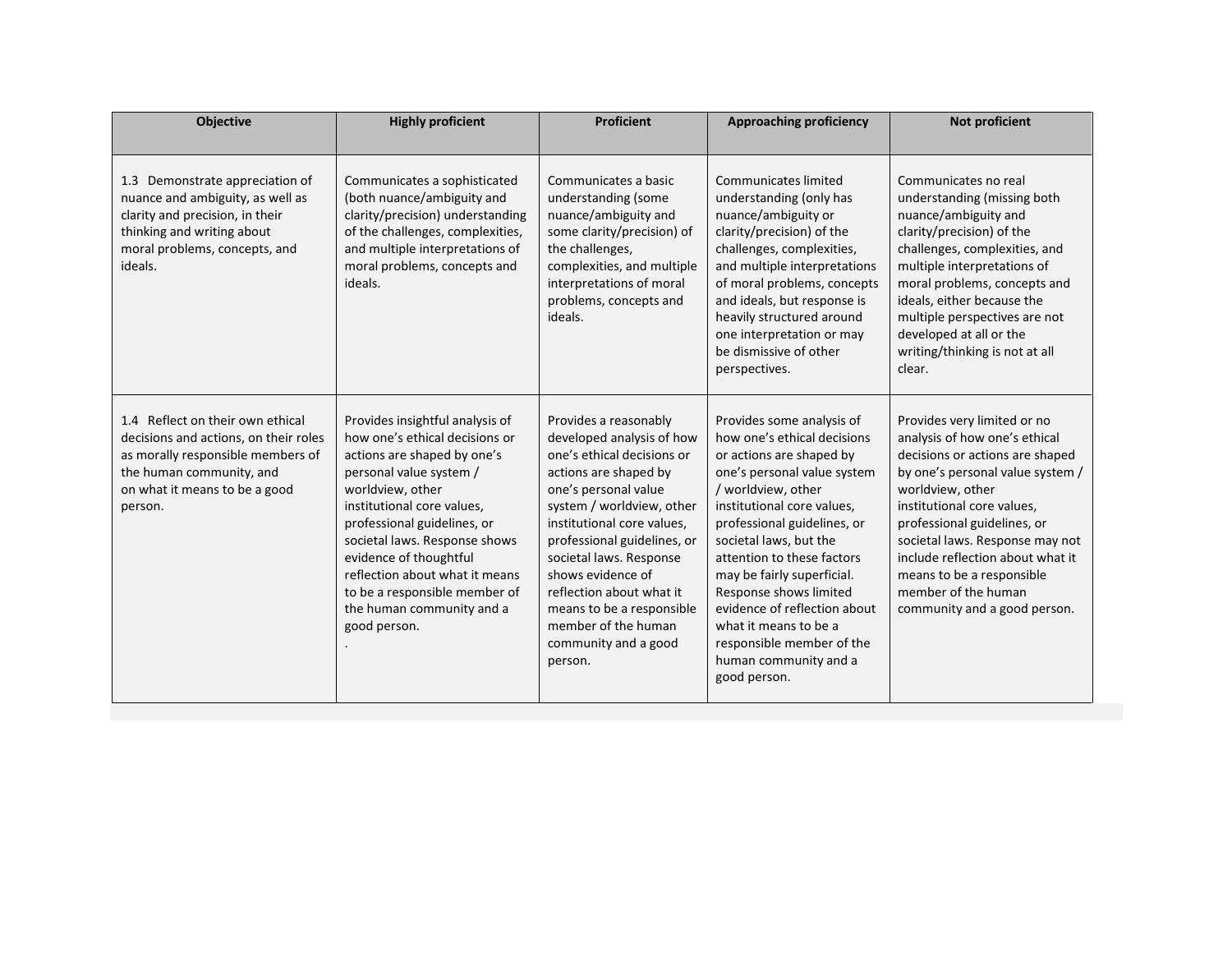| Objective | Highly proficient | Proficient | Approaching proficiency | Not proficient |
|---|---|---|---|---|
| 1.3 Demonstrate appreciation of nuance and ambiguity, as well as clarity and precision, in their thinking and writing about moral problems, concepts, and ideals. | Communicates a sophisticated (both nuance/ambiguity and clarity/precision) understanding of the challenges, complexities, and multiple interpretations of moral problems, concepts and ideals. | Communicates a basic understanding (some nuance/ambiguity and some clarity/precision) of the challenges, complexities, and multiple interpretations of moral problems, concepts and ideals. | Communicates limited understanding (only has nuance/ambiguity or clarity/precision) of the challenges, complexities, and multiple interpretations of moral problems, concepts and ideals, but response is heavily structured around one interpretation or may be dismissive of other perspectives. | Communicates no real understanding (missing both nuance/ambiguity and clarity/precision) of the challenges, complexities, and multiple interpretations of moral problems, concepts and ideals, either because the multiple perspectives are not developed at all or the writing/thinking is not at all clear. |
| 1.4 Reflect on their own ethical decisions and actions, on their roles as morally responsible members of the human community, and on what it means to be a good person. | Provides insightful analysis of how one's ethical decisions or actions are shaped by one's personal value system / worldview, other institutional core values, professional guidelines, or societal laws. Response shows evidence of thoughtful reflection about what it means to be a responsible member of the human community and a good person. . | Provides a reasonably developed analysis of how one's ethical decisions or actions are shaped by one's personal value system / worldview, other institutional core values, professional guidelines, or societal laws. Response shows evidence of reflection about what it means to be a responsible member of the human community and a good person. | Provides some analysis of how one's ethical decisions or actions are shaped by one's personal value system / worldview, other institutional core values, professional guidelines, or societal laws, but the attention to these factors may be fairly superficial. Response shows limited evidence of reflection about what it means to be a responsible member of the human community and a good person. | Provides very limited or no analysis of how one's ethical decisions or actions are shaped by one's personal value system / worldview, other institutional core values, professional guidelines, or societal laws. Response may not include reflection about what it means to be a responsible member of the human community and a good person. |